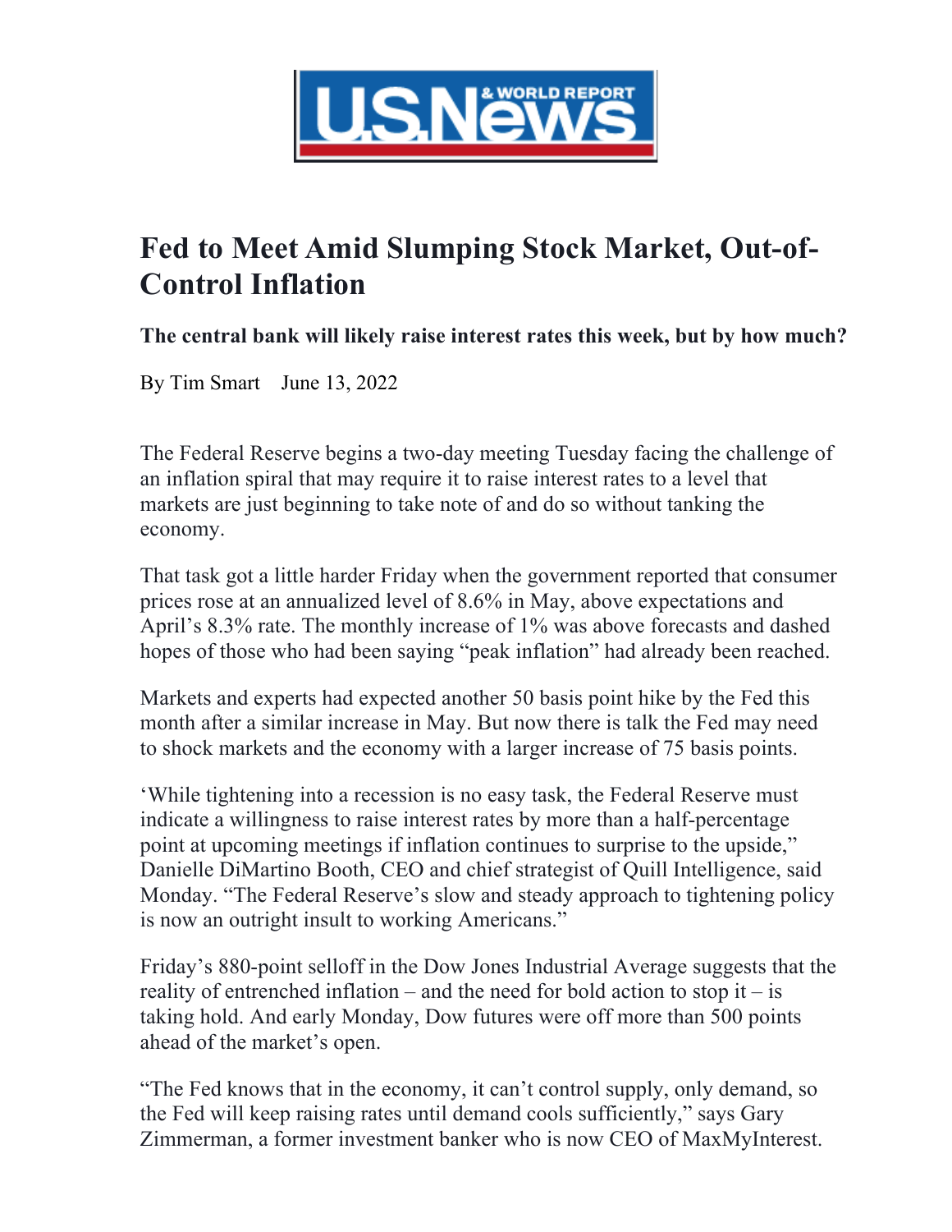U.S.News & WORLD REPORT

# Fed to Meet Amid Slumping Stock Market, Out-of-Control Inflation

**The central bank will likely raise interest rates this week, but by how much?**

By Tim Smart  June 13, 2022

The Federal Reserve begins a two-day meeting Tuesday facing the challenge of an inflation spiral that may require it to raise interest rates to a level that markets are just beginning to take note of and do so without tanking the economy.

That task got a little harder Friday when the government reported that consumer prices rose at an annualized level of 8.6% in May, above expectations and April's 8.3% rate. The monthly increase of 1% was above forecasts and dashed hopes of those who had been saying "peak inflation" had already been reached.

Markets and experts had expected another 50 basis point hike by the Fed this month after a similar increase in May. But now there is talk the Fed may need to shock markets and the economy with a larger increase of 75 basis points.

'While tightening into a recession is no easy task, the Federal Reserve must indicate a willingness to raise interest rates by more than a half-percentage point at upcoming meetings if inflation continues to surprise to the upside," Danielle DiMartino Booth, CEO and chief strategist of Quill Intelligence, said Monday. "The Federal Reserve's slow and steady approach to tightening policy is now an outright insult to working Americans."

Friday's 880-point selloff in the Dow Jones Industrial Average suggests that the reality of entrenched inflation – and the need for bold action to stop it – is taking hold. And early Monday, Dow futures were off more than 500 points ahead of the market's open.

"The Fed knows that in the economy, it can't control supply, only demand, so the Fed will keep raising rates until demand cools sufficiently," says Gary Zimmerman, a former investment banker who is now CEO of MaxMyInterest.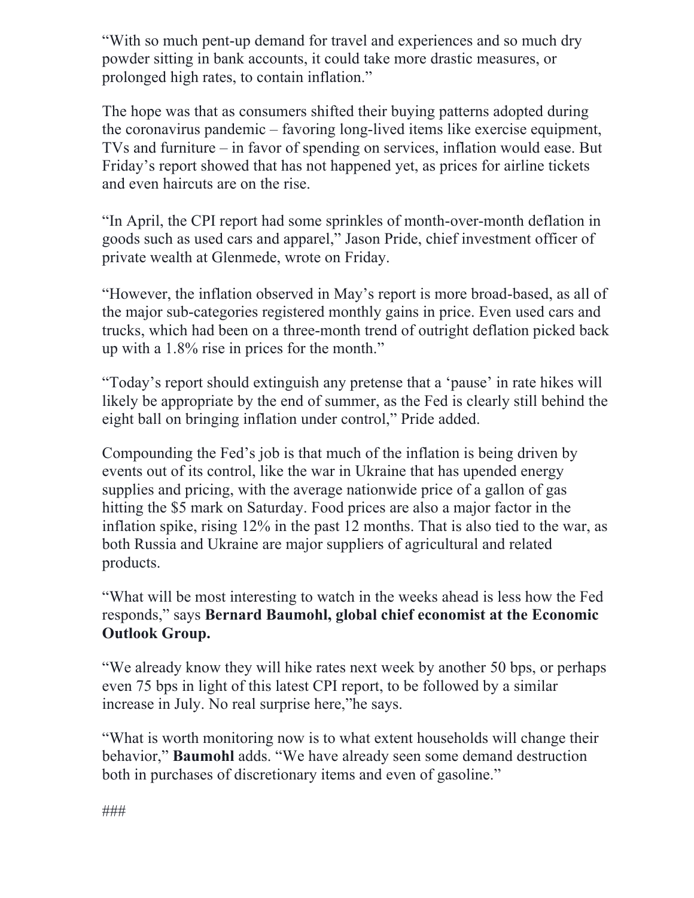"With so much pent-up demand for travel and experiences and so much dry powder sitting in bank accounts, it could take more drastic measures, or prolonged high rates, to contain inflation."

The hope was that as consumers shifted their buying patterns adopted during the coronavirus pandemic – favoring long-lived items like exercise equipment, TVs and furniture – in favor of spending on services, inflation would ease. But Friday's report showed that has not happened yet, as prices for airline tickets and even haircuts are on the rise.

"In April, the CPI report had some sprinkles of month-over-month deflation in goods such as used cars and apparel," Jason Pride, chief investment officer of private wealth at Glenmede, wrote on Friday.

"However, the inflation observed in May's report is more broad-based, as all of the major sub-categories registered monthly gains in price. Even used cars and trucks, which had been on a three-month trend of outright deflation picked back up with a 1.8% rise in prices for the month."

"Today's report should extinguish any pretense that a 'pause' in rate hikes will likely be appropriate by the end of summer, as the Fed is clearly still behind the eight ball on bringing inflation under control," Pride added.

Compounding the Fed's job is that much of the inflation is being driven by events out of its control, like the war in Ukraine that has upended energy supplies and pricing, with the average nationwide price of a gallon of gas hitting the $5 mark on Saturday. Food prices are also a major factor in the inflation spike, rising 12% in the past 12 months. That is also tied to the war, as both Russia and Ukraine are major suppliers of agricultural and related products.

"What will be most interesting to watch in the weeks ahead is less how the Fed responds," says **Bernard Baumohl, global chief economist at the Economic Outlook Group.**

"We already know they will hike rates next week by another 50 bps, or perhaps even 75 bps in light of this latest CPI report, to be followed by a similar increase in July. No real surprise here,"he says.

"What is worth monitoring now is to what extent households will change their behavior," **Baumohl** adds. "We have already seen some demand destruction both in purchases of discretionary items and even of gasoline."

###